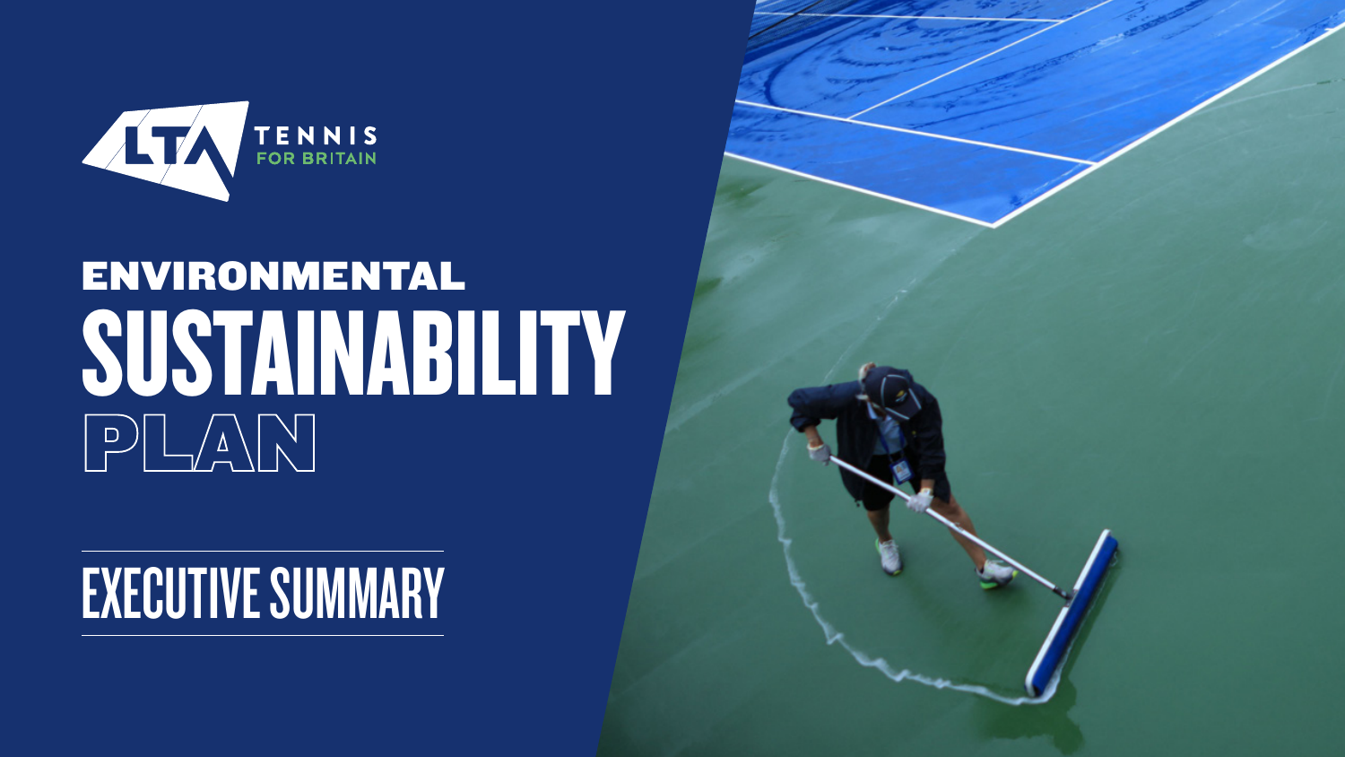LTA TENNIS FOR BRITAIN

# ENVIRONMENTAL SUSTAINABILITY PLAN

## EXECUTIVE SUMMARY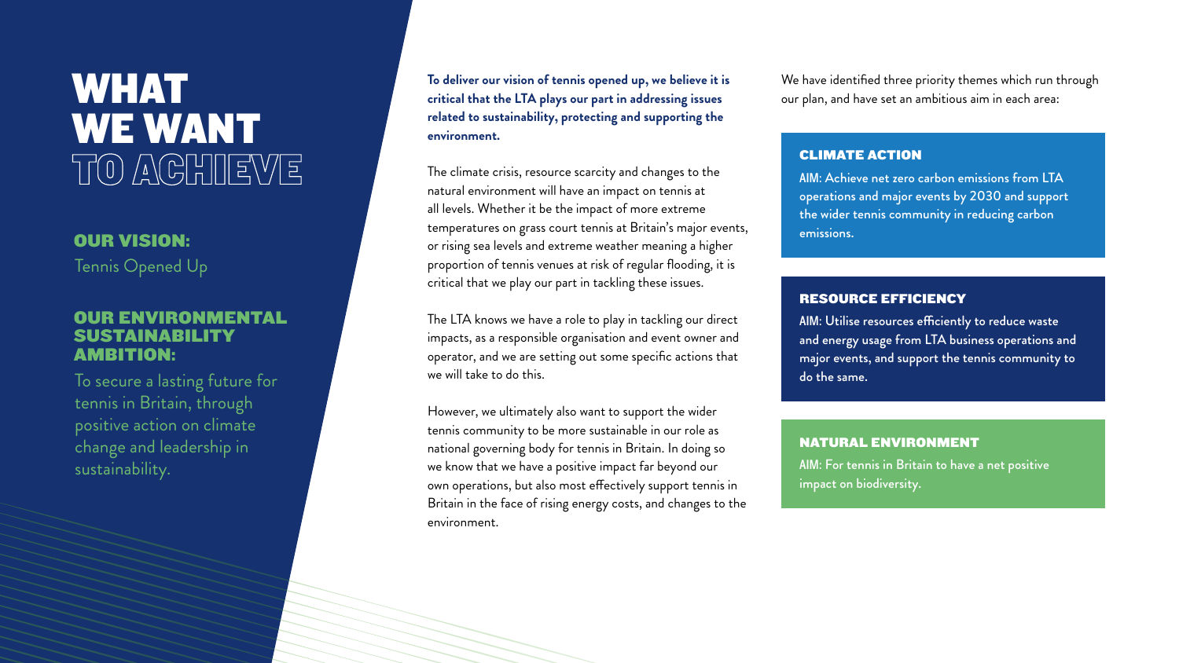# WHAT WE WANT TO ACHIEVE

## OUR VISION:

Tennis Opened Up

## OUR ENVIRONMENTAL SUSTAINABILITY AMBITION:

To secure a lasting future for tennis in Britain, through positive action on climate change and leadership in sustainability.

**To deliver our vision of tennis opened up, we believe it is critical that the LTA plays our part in addressing issues related to sustainability, protecting and supporting the environment.**

The climate crisis, resource scarcity and changes to the natural environment will have an impact on tennis at all levels. Whether it be the impact of more extreme temperatures on grass court tennis at Britain's major events, or rising sea levels and extreme weather meaning a higher proportion of tennis venues at risk of regular flooding, it is critical that we play our part in tackling these issues.

The LTA knows we have a role to play in tackling our direct impacts, as a responsible organisation and event owner and operator, and we are setting out some specific actions that we will take to do this.

However, we ultimately also want to support the wider tennis community to be more sustainable in our role as national governing body for tennis in Britain. In doing so we know that we have a positive impact far beyond our own operations, but also most effectively support tennis in Britain in the face of rising energy costs, and changes to the environment.

We have identified three priority themes which run through our plan, and have set an ambitious aim in each area:

### CLIMATE ACTION

AIM: Achieve net zero carbon emissions from LTA operations and major events by 2030 and support the wider tennis community in reducing carbon emissions.

### RESOURCE EFFICIENCY

AIM: Utilise resources efficiently to reduce waste and energy usage from LTA business operations and major events, and support the tennis community to do the same.

### NATURAL ENVIRONMENT

AIM: For tennis in Britain to have a net positive impact on biodiversity.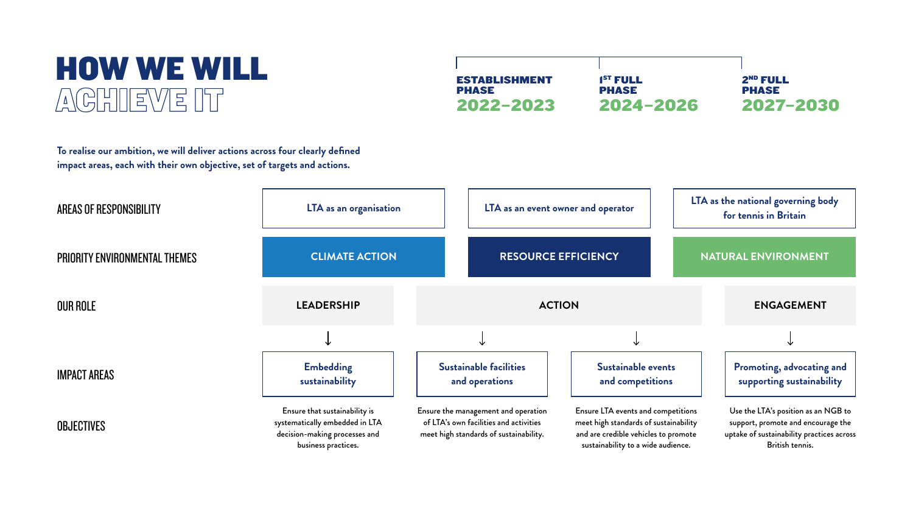# HOW WE WILL ACHIEVE IT

| ESTABLISHMENT PHASE | 1ST FULL PHASE | 2ND FULL PHASE |
|---|---|---|
| 2022–2023 | 2024–2026 | 2027–2030 |

**To realise our ambition, we will deliver actions across four clearly defined impact areas, each with their own objective, set of targets and actions.**

| | | | | |
|---|---|---|---|---|
| AREAS OF RESPONSIBILITY | LTA as an organisation | LTA as an event owner and operator | | LTA as the national governing body for tennis in Britain |
| PRIORITY ENVIRONMENTAL THEMES | CLIMATE ACTION | RESOURCE EFFICIENCY | | NATURAL ENVIRONMENT |
| OUR ROLE | LEADERSHIP | ACTION | | ENGAGEMENT |
| IMPACT AREAS | Embedding sustainability | Sustainable facilities and operations | Sustainable events and competitions | Promoting, advocating and supporting sustainability |
| OBJECTIVES | Ensure that sustainability is systematically embedded in LTA decision-making processes and business practices. | Ensure the management and operation of LTA's own facilities and activities meet high standards of sustainability. | Ensure LTA events and competitions meet high standards of sustainability and are credible vehicles to promote sustainability to a wide audience. | Use the LTA's position as an NGB to support, promote and encourage the uptake of sustainability practices across British tennis. |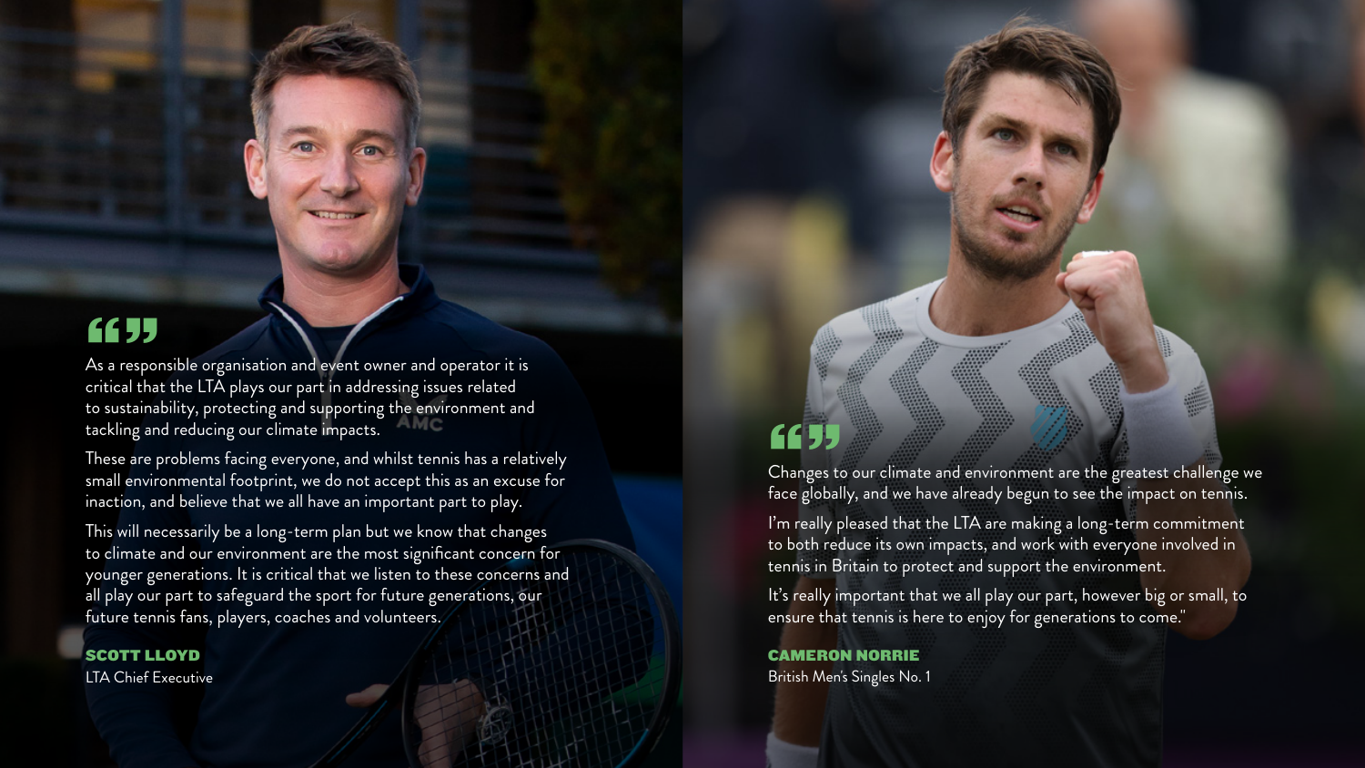“”

As a responsible organisation and event owner and operator it is critical that the LTA plays our part in addressing issues related to sustainability, protecting and supporting the environment and tackling and reducing our climate impacts.

These are problems facing everyone, and whilst tennis has a relatively small environmental footprint, we do not accept this as an excuse for inaction, and believe that we all have an important part to play.

This will necessarily be a long-term plan but we know that changes to climate and our environment are the most significant concern for younger generations. It is critical that we listen to these concerns and all play our part to safeguard the sport for future generations, our future tennis fans, players, coaches and volunteers.

**SCOTT LLOYD**
LTA Chief Executive

“”

Changes to our climate and environment are the greatest challenge we face globally, and we have already begun to see the impact on tennis.

I'm really pleased that the LTA are making a long-term commitment to both reduce its own impacts, and work with everyone involved in tennis in Britain to protect and support the environment.

It's really important that we all play our part, however big or small, to ensure that tennis is here to enjoy for generations to come."

**CAMERON NORRIE**
British Men's Singles No. 1